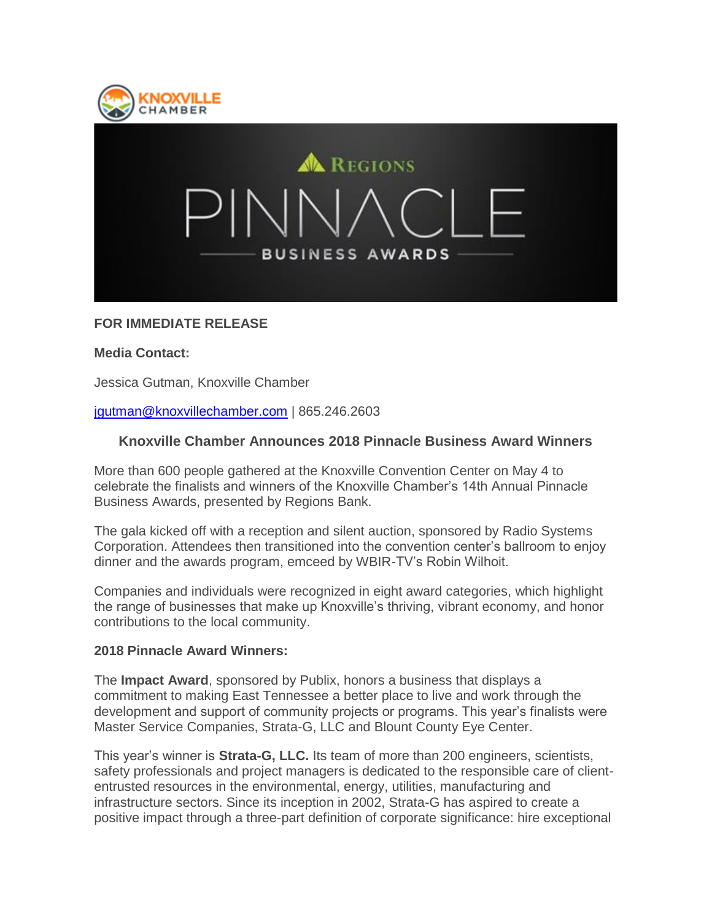**FOR IMMEDIATE RELEASE**

**Media Contact:**

Jessica Gutman, Knoxville Chamber

jgutman@knoxvillechamber.com | 865.246.2603

## Knoxville Chamber Announces 2018 Pinnacle Business Award Winners

More than 600 people gathered at the Knoxville Convention Center on May 4 to celebrate the finalists and winners of the Knoxville Chamber's 14th Annual Pinnacle Business Awards, presented by Regions Bank.

The gala kicked off with a reception and silent auction, sponsored by Radio Systems Corporation. Attendees then transitioned into the convention center's ballroom to enjoy dinner and the awards program, emceed by WBIR-TV's Robin Wilhoit.

Companies and individuals were recognized in eight award categories, which highlight the range of businesses that make up Knoxville's thriving, vibrant economy, and honor contributions to the local community.

**2018 Pinnacle Award Winners:**

The **Impact Award**, sponsored by Publix, honors a business that displays a commitment to making East Tennessee a better place to live and work through the development and support of community projects or programs. This year's finalists were Master Service Companies, Strata-G, LLC and Blount County Eye Center.

This year's winner is **Strata-G, LLC.** Its team of more than 200 engineers, scientists, safety professionals and project managers is dedicated to the responsible care of client-entrusted resources in the environmental, energy, utilities, manufacturing and infrastructure sectors. Since its inception in 2002, Strata-G has aspired to create a positive impact through a three-part definition of corporate significance: hire exceptional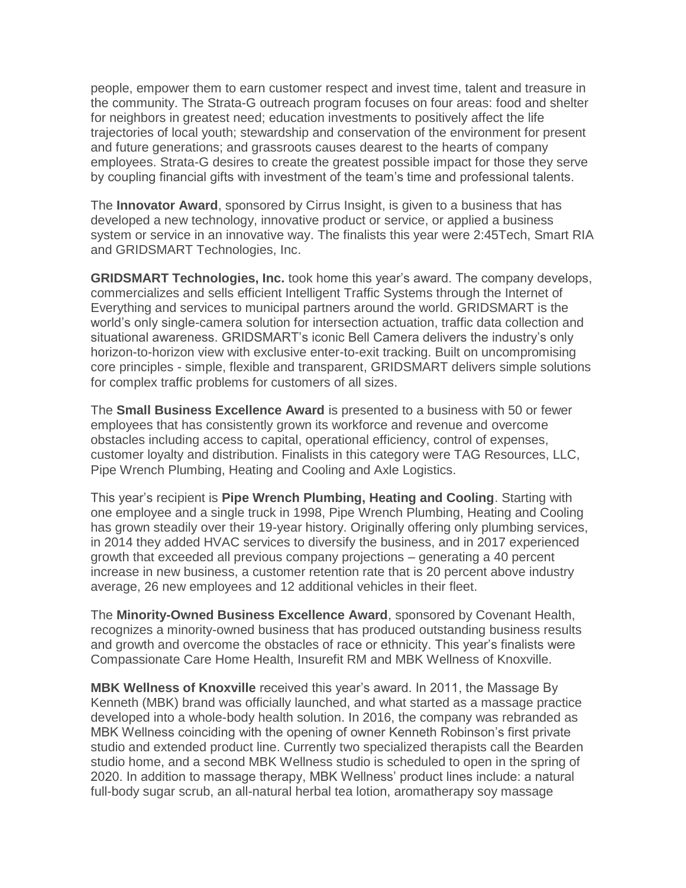people, empower them to earn customer respect and invest time, talent and treasure in the community. The Strata-G outreach program focuses on four areas: food and shelter for neighbors in greatest need; education investments to positively affect the life trajectories of local youth; stewardship and conservation of the environment for present and future generations; and grassroots causes dearest to the hearts of company employees. Strata-G desires to create the greatest possible impact for those they serve by coupling financial gifts with investment of the team's time and professional talents.

The **Innovator Award**, sponsored by Cirrus Insight, is given to a business that has developed a new technology, innovative product or service, or applied a business system or service in an innovative way. The finalists this year were 2:45Tech, Smart RIA and GRIDSMART Technologies, Inc.

**GRIDSMART Technologies, Inc.** took home this year's award. The company develops, commercializes and sells efficient Intelligent Traffic Systems through the Internet of Everything and services to municipal partners around the world. GRIDSMART is the world's only single-camera solution for intersection actuation, traffic data collection and situational awareness. GRIDSMART's iconic Bell Camera delivers the industry's only horizon-to-horizon view with exclusive enter-to-exit tracking. Built on uncompromising core principles - simple, flexible and transparent, GRIDSMART delivers simple solutions for complex traffic problems for customers of all sizes.

The **Small Business Excellence Award** is presented to a business with 50 or fewer employees that has consistently grown its workforce and revenue and overcome obstacles including access to capital, operational efficiency, control of expenses, customer loyalty and distribution. Finalists in this category were TAG Resources, LLC, Pipe Wrench Plumbing, Heating and Cooling and Axle Logistics.

This year's recipient is **Pipe Wrench Plumbing, Heating and Cooling**. Starting with one employee and a single truck in 1998, Pipe Wrench Plumbing, Heating and Cooling has grown steadily over their 19-year history. Originally offering only plumbing services, in 2014 they added HVAC services to diversify the business, and in 2017 experienced growth that exceeded all previous company projections – generating a 40 percent increase in new business, a customer retention rate that is 20 percent above industry average, 26 new employees and 12 additional vehicles in their fleet.

The **Minority-Owned Business Excellence Award**, sponsored by Covenant Health, recognizes a minority-owned business that has produced outstanding business results and growth and overcome the obstacles of race or ethnicity. This year's finalists were Compassionate Care Home Health, Insurefit RM and MBK Wellness of Knoxville.

**MBK Wellness of Knoxville** received this year's award. In 2011, the Massage By Kenneth (MBK) brand was officially launched, and what started as a massage practice developed into a whole-body health solution. In 2016, the company was rebranded as MBK Wellness coinciding with the opening of owner Kenneth Robinson's first private studio and extended product line. Currently two specialized therapists call the Bearden studio home, and a second MBK Wellness studio is scheduled to open in the spring of 2020. In addition to massage therapy, MBK Wellness' product lines include: a natural full-body sugar scrub, an all-natural herbal tea lotion, aromatherapy soy massage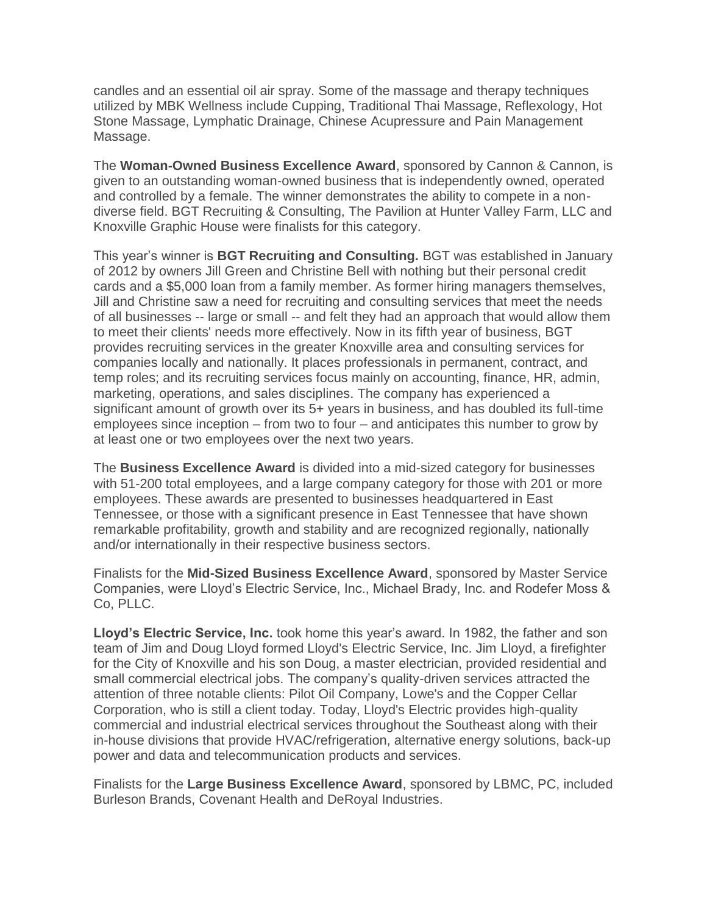candles and an essential oil air spray. Some of the massage and therapy techniques utilized by MBK Wellness include Cupping, Traditional Thai Massage, Reflexology, Hot Stone Massage, Lymphatic Drainage, Chinese Acupressure and Pain Management Massage.

The **Woman-Owned Business Excellence Award**, sponsored by Cannon & Cannon, is given to an outstanding woman-owned business that is independently owned, operated and controlled by a female. The winner demonstrates the ability to compete in a non-diverse field. BGT Recruiting & Consulting, The Pavilion at Hunter Valley Farm, LLC and Knoxville Graphic House were finalists for this category.

This year's winner is **BGT Recruiting and Consulting.** BGT was established in January of 2012 by owners Jill Green and Christine Bell with nothing but their personal credit cards and a $5,000 loan from a family member. As former hiring managers themselves, Jill and Christine saw a need for recruiting and consulting services that meet the needs of all businesses -- large or small -- and felt they had an approach that would allow them to meet their clients' needs more effectively. Now in its fifth year of business, BGT provides recruiting services in the greater Knoxville area and consulting services for companies locally and nationally. It places professionals in permanent, contract, and temp roles; and its recruiting services focus mainly on accounting, finance, HR, admin, marketing, operations, and sales disciplines. The company has experienced a significant amount of growth over its 5+ years in business, and has doubled its full-time employees since inception – from two to four – and anticipates this number to grow by at least one or two employees over the next two years.

The **Business Excellence Award** is divided into a mid-sized category for businesses with 51-200 total employees, and a large company category for those with 201 or more employees. These awards are presented to businesses headquartered in East Tennessee, or those with a significant presence in East Tennessee that have shown remarkable profitability, growth and stability and are recognized regionally, nationally and/or internationally in their respective business sectors.

Finalists for the **Mid-Sized Business Excellence Award**, sponsored by Master Service Companies, were Lloyd's Electric Service, Inc., Michael Brady, Inc. and Rodefer Moss & Co, PLLC.

**Lloyd's Electric Service, Inc.** took home this year's award. In 1982, the father and son team of Jim and Doug Lloyd formed Lloyd's Electric Service, Inc. Jim Lloyd, a firefighter for the City of Knoxville and his son Doug, a master electrician, provided residential and small commercial electrical jobs. The company's quality-driven services attracted the attention of three notable clients: Pilot Oil Company, Lowe's and the Copper Cellar Corporation, who is still a client today. Today, Lloyd's Electric provides high-quality commercial and industrial electrical services throughout the Southeast along with their in-house divisions that provide HVAC/refrigeration, alternative energy solutions, back-up power and data and telecommunication products and services.

Finalists for the **Large Business Excellence Award**, sponsored by LBMC, PC, included Burleson Brands, Covenant Health and DeRoyal Industries.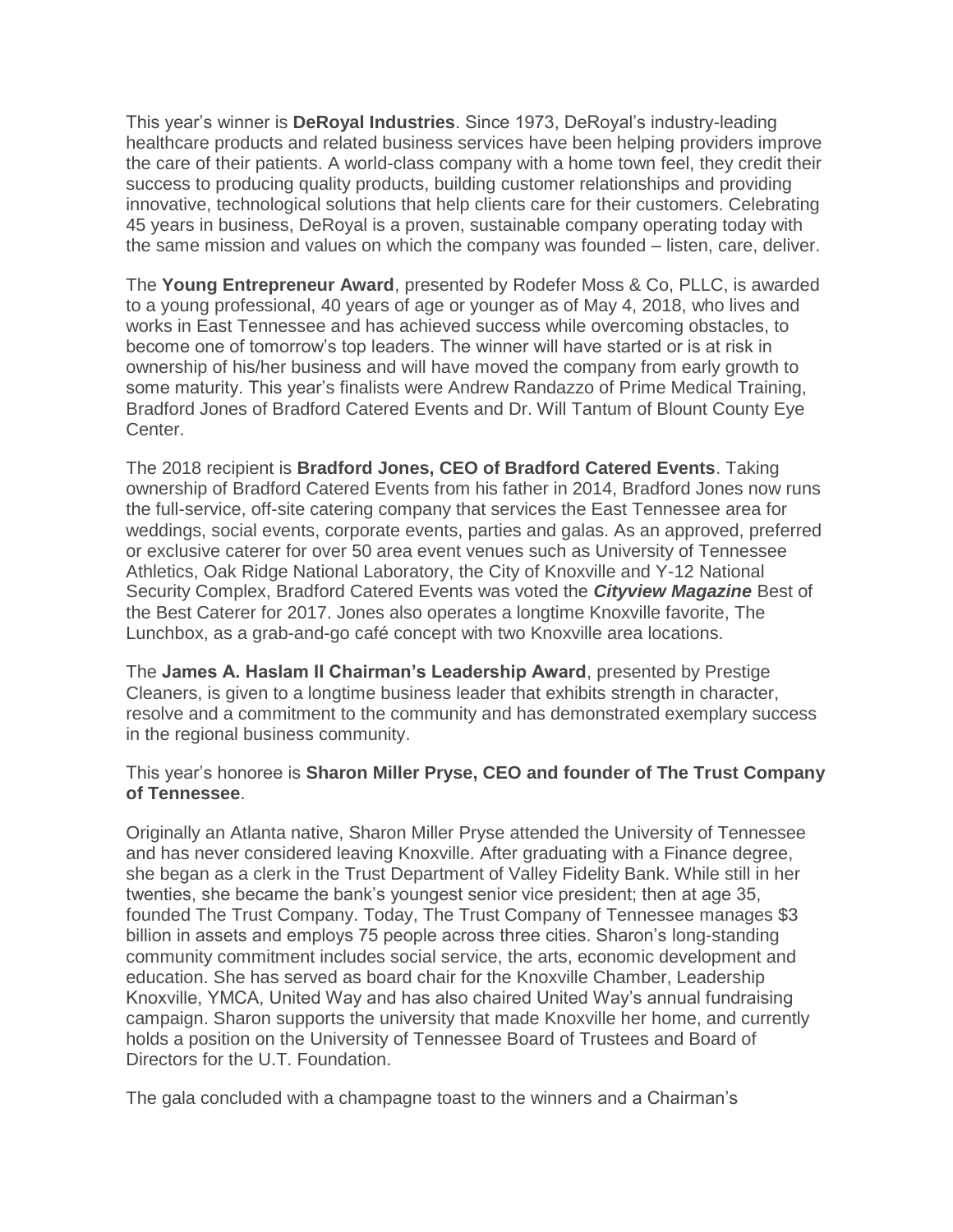This year's winner is **DeRoyal Industries**. Since 1973, DeRoyal's industry-leading healthcare products and related business services have been helping providers improve the care of their patients. A world-class company with a home town feel, they credit their success to producing quality products, building customer relationships and providing innovative, technological solutions that help clients care for their customers. Celebrating 45 years in business, DeRoyal is a proven, sustainable company operating today with the same mission and values on which the company was founded – listen, care, deliver.

The **Young Entrepreneur Award**, presented by Rodefer Moss & Co, PLLC, is awarded to a young professional, 40 years of age or younger as of May 4, 2018, who lives and works in East Tennessee and has achieved success while overcoming obstacles, to become one of tomorrow's top leaders. The winner will have started or is at risk in ownership of his/her business and will have moved the company from early growth to some maturity. This year's finalists were Andrew Randazzo of Prime Medical Training, Bradford Jones of Bradford Catered Events and Dr. Will Tantum of Blount County Eye Center.

The 2018 recipient is **Bradford Jones, CEO of Bradford Catered Events**. Taking ownership of Bradford Catered Events from his father in 2014, Bradford Jones now runs the full-service, off-site catering company that services the East Tennessee area for weddings, social events, corporate events, parties and galas. As an approved, preferred or exclusive caterer for over 50 area event venues such as University of Tennessee Athletics, Oak Ridge National Laboratory, the City of Knoxville and Y-12 National Security Complex, Bradford Catered Events was voted the ***Cityview Magazine*** Best of the Best Caterer for 2017. Jones also operates a longtime Knoxville favorite, The Lunchbox, as a grab-and-go café concept with two Knoxville area locations.

The **James A. Haslam II Chairman's Leadership Award**, presented by Prestige Cleaners, is given to a longtime business leader that exhibits strength in character, resolve and a commitment to the community and has demonstrated exemplary success in the regional business community.

This year's honoree is **Sharon Miller Pryse, CEO and founder of The Trust Company of Tennessee**.

Originally an Atlanta native, Sharon Miller Pryse attended the University of Tennessee and has never considered leaving Knoxville. After graduating with a Finance degree, she began as a clerk in the Trust Department of Valley Fidelity Bank. While still in her twenties, she became the bank's youngest senior vice president; then at age 35, founded The Trust Company. Today, The Trust Company of Tennessee manages $3 billion in assets and employs 75 people across three cities. Sharon's long-standing community commitment includes social service, the arts, economic development and education. She has served as board chair for the Knoxville Chamber, Leadership Knoxville, YMCA, United Way and has also chaired United Way's annual fundraising campaign. Sharon supports the university that made Knoxville her home, and currently holds a position on the University of Tennessee Board of Trustees and Board of Directors for the U.T. Foundation.

The gala concluded with a champagne toast to the winners and a Chairman's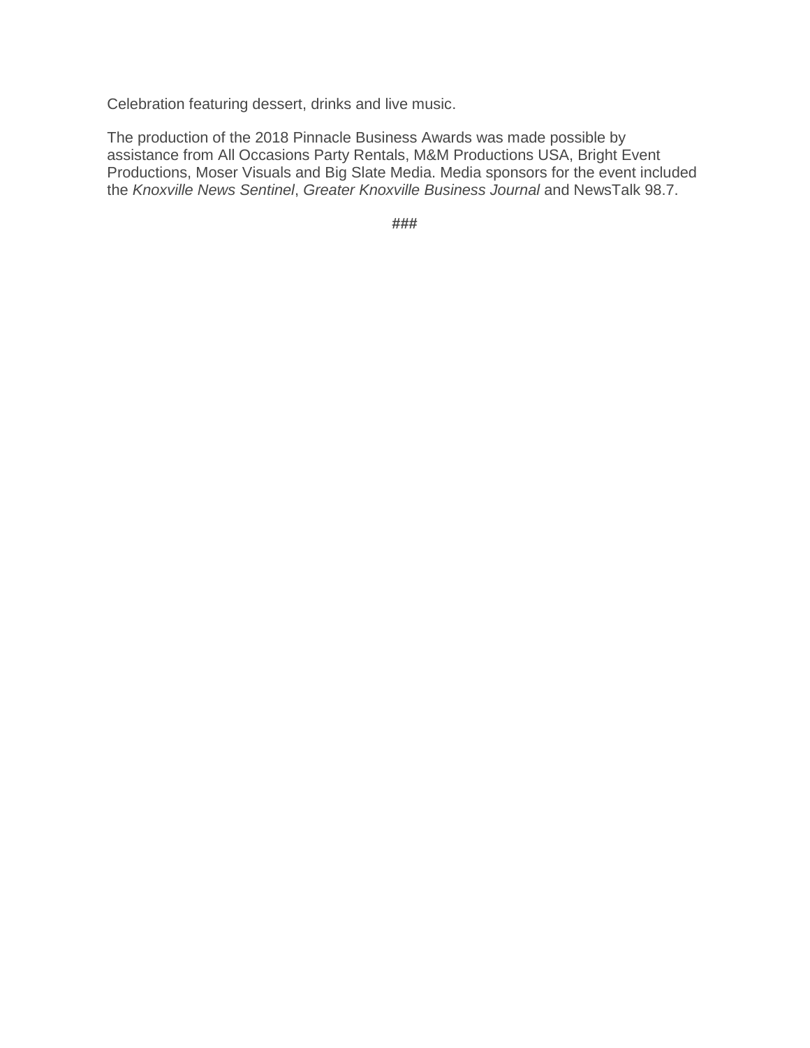Celebration featuring dessert, drinks and live music.

The production of the 2018 Pinnacle Business Awards was made possible by assistance from All Occasions Party Rentals, M&M Productions USA, Bright Event Productions, Moser Visuals and Big Slate Media. Media sponsors for the event included the *Knoxville News Sentinel*, *Greater Knoxville Business Journal* and NewsTalk 98.7.

###